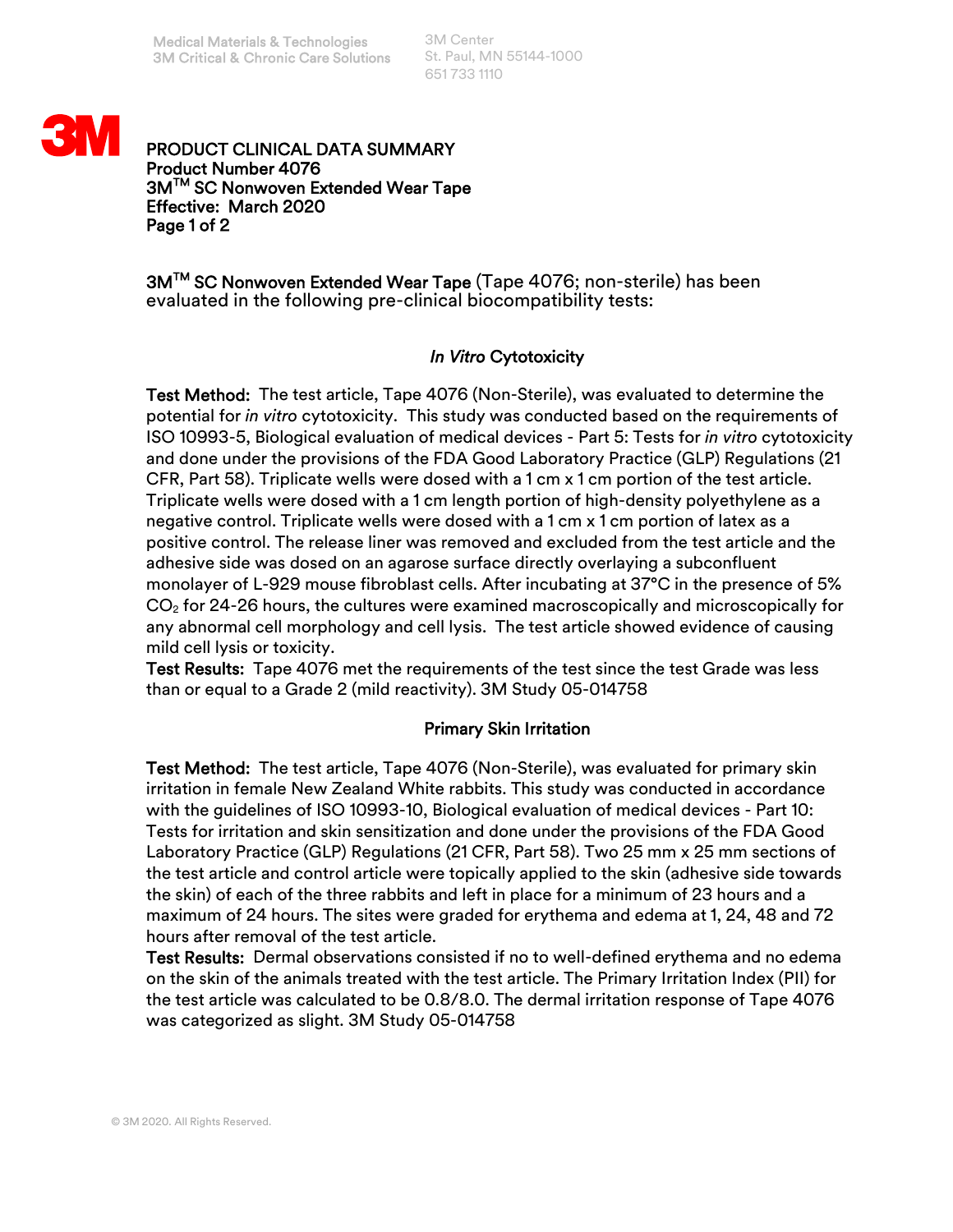Medical Materials & Technologies
3M Critical & Chronic Care Solutions

3M Center
St. Paul, MN 55144-1000
651 733 1110

# PRODUCT CLINICAL DATA SUMMARY

**Product Number 4076**
**3M™ SC Nonwoven Extended Wear Tape**
**Effective: March 2020**

**3M™ SC Nonwoven Extended Wear Tape** (Tape 4076; non-sterile) has been evaluated in the following pre-clinical biocompatibility tests:

## *In Vitro* Cytotoxicity

**Test Method:** The test article, Tape 4076 (Non-Sterile), was evaluated to determine the potential for *in vitro* cytotoxicity. This study was conducted based on the requirements of ISO 10993-5, Biological evaluation of medical devices - Part 5: Tests for *in vitro* cytotoxicity and done under the provisions of the FDA Good Laboratory Practice (GLP) Regulations (21 CFR, Part 58). Triplicate wells were dosed with a 1 cm x 1 cm portion of the test article. Triplicate wells were dosed with a 1 cm length portion of high-density polyethylene as a negative control. Triplicate wells were dosed with a 1 cm x 1 cm portion of latex as a positive control. The release liner was removed and excluded from the test article and the adhesive side was dosed on an agarose surface directly overlaying a subconfluent monolayer of L-929 mouse fibroblast cells. After incubating at 37°C in the presence of 5% $CO_2$ for 24-26 hours, the cultures were examined macroscopically and microscopically for any abnormal cell morphology and cell lysis. The test article showed evidence of causing mild cell lysis or toxicity.
**Test Results:** Tape 4076 met the requirements of the test since the test Grade was less than or equal to a Grade 2 (mild reactivity). 3M Study 05-014758

## Primary Skin Irritation

**Test Method:** The test article, Tape 4076 (Non-Sterile), was evaluated for primary skin irritation in female New Zealand White rabbits. This study was conducted in accordance with the guidelines of ISO 10993-10, Biological evaluation of medical devices - Part 10: Tests for irritation and skin sensitization and done under the provisions of the FDA Good Laboratory Practice (GLP) Regulations (21 CFR, Part 58). Two 25 mm x 25 mm sections of the test article and control article were topically applied to the skin (adhesive side towards the skin) of each of the three rabbits and left in place for a minimum of 23 hours and a maximum of 24 hours. The sites were graded for erythema and edema at 1, 24, 48 and 72 hours after removal of the test article.
**Test Results:** Dermal observations consisted if no to well-defined erythema and no edema on the skin of the animals treated with the test article. The Primary Irritation Index (PII) for the test article was calculated to be 0.8/8.0. The dermal irritation response of Tape 4076 was categorized as slight. 3M Study 05-014758

© 3M 2020. All Rights Reserved.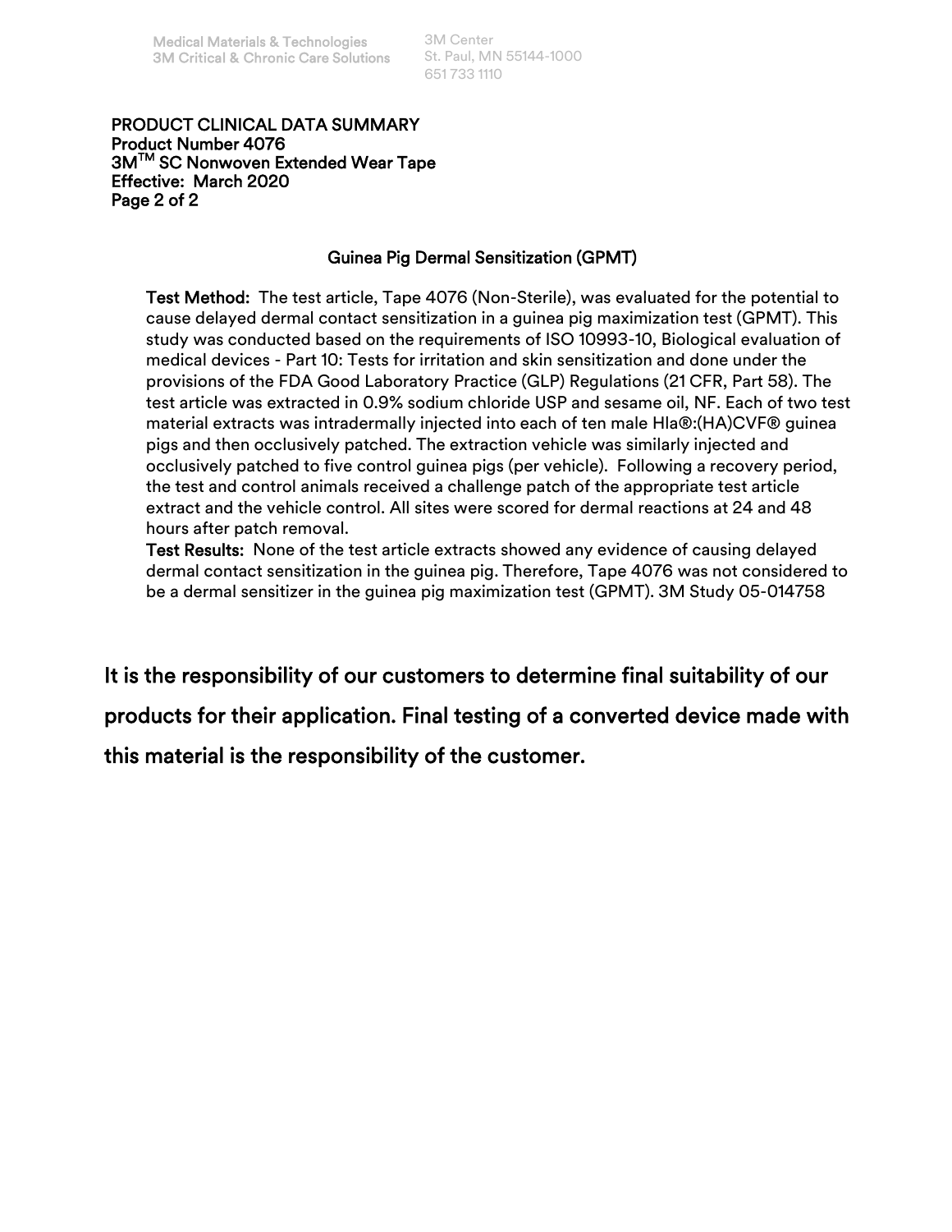## Guinea Pig Dermal Sensitization (GPMT)

**Test Method:** The test article, Tape 4076 (Non-Sterile), was evaluated for the potential to cause delayed dermal contact sensitization in a guinea pig maximization test (GPMT). This study was conducted based on the requirements of ISO 10993-10, Biological evaluation of medical devices - Part 10: Tests for irritation and skin sensitization and done under the provisions of the FDA Good Laboratory Practice (GLP) Regulations (21 CFR, Part 58). The test article was extracted in 0.9% sodium chloride USP and sesame oil, NF. Each of two test material extracts was intradermally injected into each of ten male Hla®:(HA)CVF® guinea pigs and then occlusively patched. The extraction vehicle was similarly injected and occlusively patched to five control guinea pigs (per vehicle). Following a recovery period, the test and control animals received a challenge patch of the appropriate test article extract and the vehicle control. All sites were scored for dermal reactions at 24 and 48 hours after patch removal.

**Test Results:** None of the test article extracts showed any evidence of causing delayed dermal contact sensitization in the guinea pig. Therefore, Tape 4076 was not considered to be a dermal sensitizer in the guinea pig maximization test (GPMT). 3M Study 05-014758

It is the responsibility of our customers to determine final suitability of our products for their application. Final testing of a converted device made with this material is the responsibility of the customer.